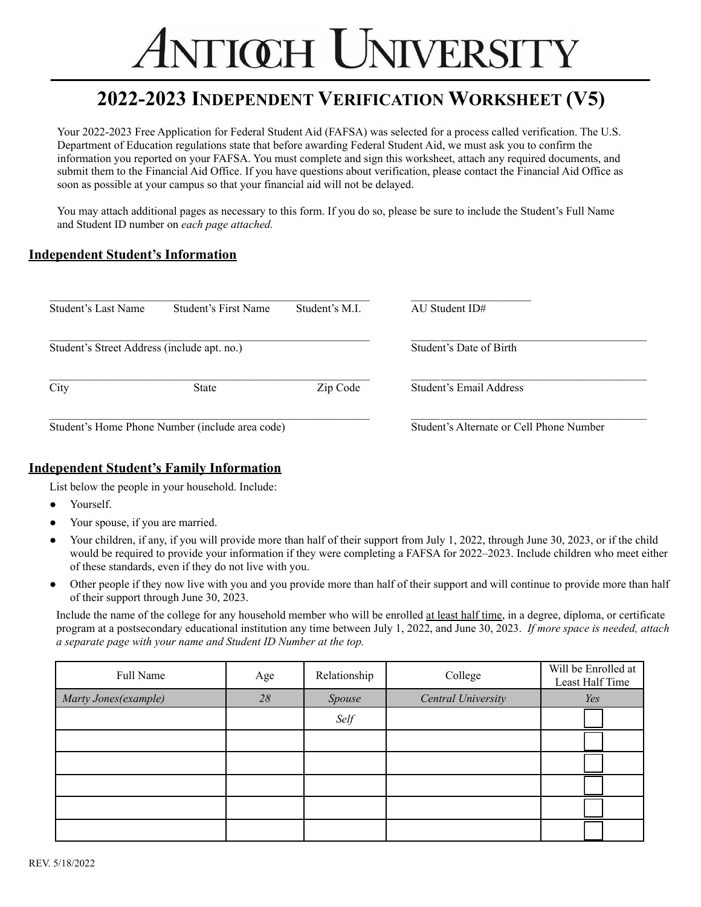# ANTIOCH UNIVERSITY

## 2022-2023 INDEPENDENT VERIFICATION WORKSHEET (V5)

Your 2022-2023 Free Application for Federal Student Aid (FAFSA) was selected for a process called verification. The U.S. Department of Education regulations state that before awarding Federal Student Aid, we must ask you to confirm the information you reported on your FAFSA. You must complete and sign this worksheet, attach any required documents, and submit them to the Financial Aid Office. If you have questions about verification, please contact the Financial Aid Office as soon as possible at your campus so that your financial aid will not be delayed.

You may attach additional pages as necessary to this form. If you do so, please be sure to include the Student's Full Name and Student ID number on *each page attached.*

### Independent Student's Information

\_\_\_\_\_\_\_\_\_\_\_\_\_\_\_\_\_\_\_\_\_\_\_\_\_\_\_\_\_\_\_\_\_\_\_\_\_\_\_\_\_\_\_\_\_\_\_\_\_\_\_\_
Student's Last Name    Student's First Name    Student's M.I.

\_\_\_\_\_\_\_\_\_\_\_\_\_\_\_\_\_\_\_\_
AU Student ID#

\_\_\_\_\_\_\_\_\_\_\_\_\_\_\_\_\_\_\_\_\_\_\_\_\_\_\_\_\_\_\_\_\_\_\_\_\_\_\_\_\_\_\_\_\_\_\_\_\_\_\_\_
Student's Street Address (include apt. no.)

\_\_\_\_\_\_\_\_\_\_\_\_\_\_\_\_\_\_\_\_\_\_\_\_\_\_\_\_\_\_\_\_\_\_\_\_\_\_\_\_
Student's Date of Birth

\_\_\_\_\_\_\_\_\_\_\_\_\_\_\_\_\_\_\_\_\_\_\_\_\_\_\_\_\_\_\_\_\_\_\_\_\_\_\_\_\_\_\_\_\_\_\_\_\_\_\_\_
City    State    Zip Code

\_\_\_\_\_\_\_\_\_\_\_\_\_\_\_\_\_\_\_\_\_\_\_\_\_\_\_\_\_\_\_\_\_\_\_\_\_\_\_\_
Student's Email Address

\_\_\_\_\_\_\_\_\_\_\_\_\_\_\_\_\_\_\_\_\_\_\_\_\_\_\_\_\_\_\_\_\_\_\_\_\_\_\_\_\_\_\_\_\_\_\_\_\_\_\_\_
Student's Home Phone Number (include area code)

\_\_\_\_\_\_\_\_\_\_\_\_\_\_\_\_\_\_\_\_\_\_\_\_\_\_\_\_\_\_\_\_\_\_\_\_\_\_\_\_
Student's Alternate or Cell Phone Number

### Independent Student's Family Information

List below the people in your household. Include:

- Yourself.
- Your spouse, if you are married.
- Your children, if any, if you will provide more than half of their support from July 1, 2022, through June 30, 2023, or if the child would be required to provide your information if they were completing a FAFSA for 2022–2023. Include children who meet either of these standards, even if they do not live with you.
- Other people if they now live with you and you provide more than half of their support and will continue to provide more than half of their support through June 30, 2023.

Include the name of the college for any household member who will be enrolled at least half time, in a degree, diploma, or certificate program at a postsecondary educational institution any time between July 1, 2022, and June 30, 2023. *If more space is needed, attach a separate page with your name and Student ID Number at the top.*

| Full Name | Age | Relationship | College | Will be Enrolled at Least Half Time |
|---|---|---|---|---|
| *Marty Jones(example)* | *28* | *Spouse* | *Central University* | *Yes* |
| | | *Self* | | ☐ |
| | | | | ☐ |
| | | | | ☐ |
| | | | | ☐ |
| | | | | ☐ |
| | | | | ☐ |

REV. 5/18/2022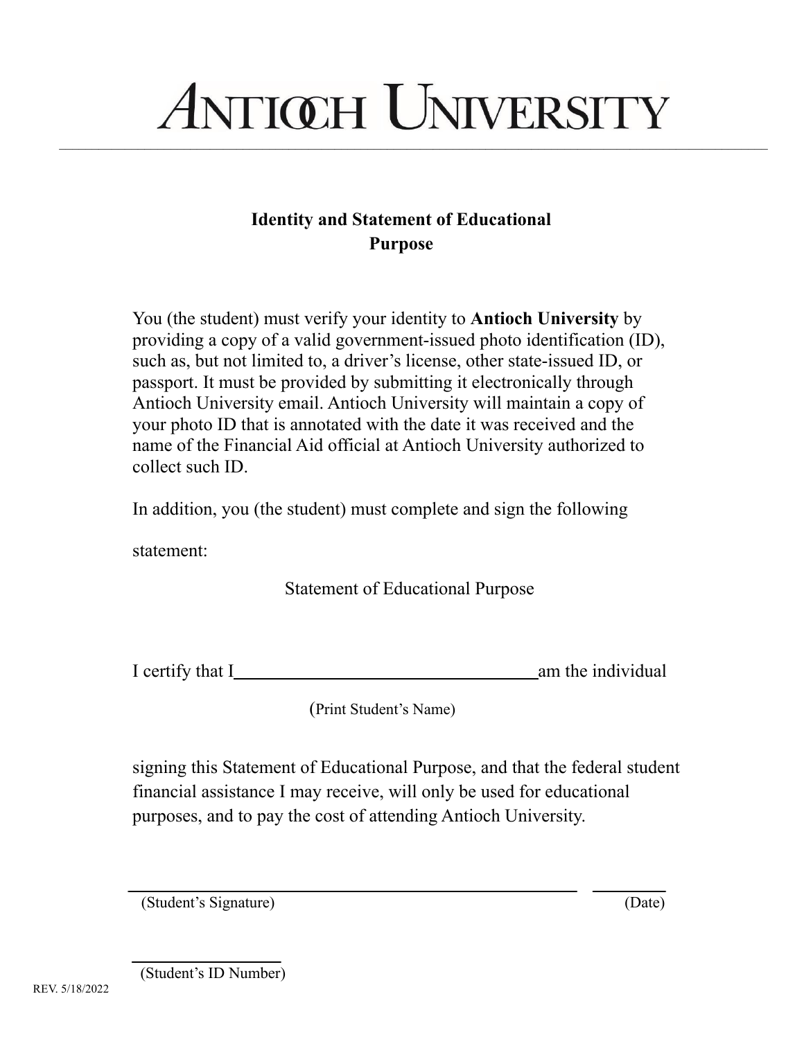# ANTIOCH UNIVERSITY

## Identity and Statement of Educational Purpose

You (the student) must verify your identity to **Antioch University** by providing a copy of a valid government-issued photo identification (ID), such as, but not limited to, a driver's license, other state-issued ID, or passport. It must be provided by submitting it electronically through Antioch University email. Antioch University will maintain a copy of your photo ID that is annotated with the date it was received and the name of the Financial Aid official at Antioch University authorized to collect such ID.

In addition, you (the student) must complete and sign the following

statement:

Statement of Educational Purpose

I certify that I\_\_\_\_\_\_\_\_\_\_\_\_\_\_\_\_\_\_\_\_\_\_\_\_\_\_\_\_\_\_\_\_\_\_am the individual

(Print Student's Name)

signing this Statement of Educational Purpose, and that the federal student financial assistance I may receive, will only be used for educational purposes, and to pay the cost of attending Antioch University.

\_\_\_\_\_\_\_\_\_\_\_\_\_\_\_\_\_\_\_\_\_\_\_\_\_\_\_\_\_\_\_\_\_\_\_\_\_\_\_\_\_\_\_\_ \_\_\_\_\_\_\_\_

(Student's Signature) (Date)

\_\_\_\_\_\_\_\_\_\_\_\_\_\_\_\_

(Student's ID Number)

REV. 5/18/2022